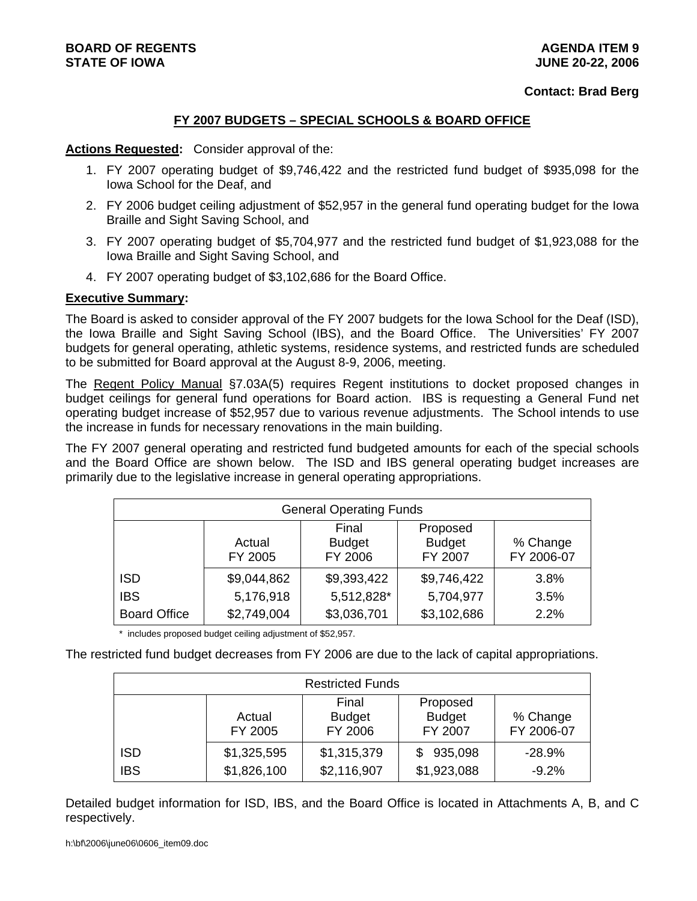**BOARD OF REGENTS**
**STATE OF IOWA**

**AGENDA ITEM 9**
**JUNE 20-22, 2006**

**Contact: Brad Berg**

## FY 2007 BUDGETS – SPECIAL SCHOOLS & BOARD OFFICE

**Actions Requested:** Consider approval of the:

1. FY 2007 operating budget of $9,746,422 and the restricted fund budget of $935,098 for the Iowa School for the Deaf, and
2. FY 2006 budget ceiling adjustment of $52,957 in the general fund operating budget for the Iowa Braille and Sight Saving School, and
3. FY 2007 operating budget of $5,704,977 and the restricted fund budget of $1,923,088 for the Iowa Braille and Sight Saving School, and
4. FY 2007 operating budget of $3,102,686 for the Board Office.

**Executive Summary:**

The Board is asked to consider approval of the FY 2007 budgets for the Iowa School for the Deaf (ISD), the Iowa Braille and Sight Saving School (IBS), and the Board Office. The Universities' FY 2007 budgets for general operating, athletic systems, residence systems, and restricted funds are scheduled to be submitted for Board approval at the August 8-9, 2006, meeting.

The Regent Policy Manual §7.03A(5) requires Regent institutions to docket proposed changes in budget ceilings for general fund operations for Board action. IBS is requesting a General Fund net operating budget increase of $52,957 due to various revenue adjustments. The School intends to use the increase in funds for necessary renovations in the main building.

The FY 2007 general operating and restricted fund budgeted amounts for each of the special schools and the Board Office are shown below. The ISD and IBS general operating budget increases are primarily due to the legislative increase in general operating appropriations.

| General Operating Funds | | | | |
|---|---|---|---|---|
| | Actual FY 2005 | Final Budget FY 2006 | Proposed Budget FY 2007 | % Change FY 2006-07 |
| ISD | $9,044,862 | $9,393,422 | $9,746,422 | 3.8% |
| IBS | 5,176,918 | 5,512,828* | 5,704,977 | 3.5% |
| Board Office | $2,749,004 | $3,036,701 | $3,102,686 | 2.2% |

\* includes proposed budget ceiling adjustment of $52,957.

The restricted fund budget decreases from FY 2006 are due to the lack of capital appropriations.

| Restricted Funds | | | | |
|---|---|---|---|---|
| | Actual FY 2005 | Final Budget FY 2006 | Proposed Budget FY 2007 | % Change FY 2006-07 |
| ISD | $1,325,595 | $1,315,379 | $ 935,098 | -28.9% |
| IBS | $1,826,100 | $2,116,907 | $1,923,088 | -9.2% |

Detailed budget information for ISD, IBS, and the Board Office is located in Attachments A, B, and C respectively.

h:\bf\2006\june06\0606_item09.doc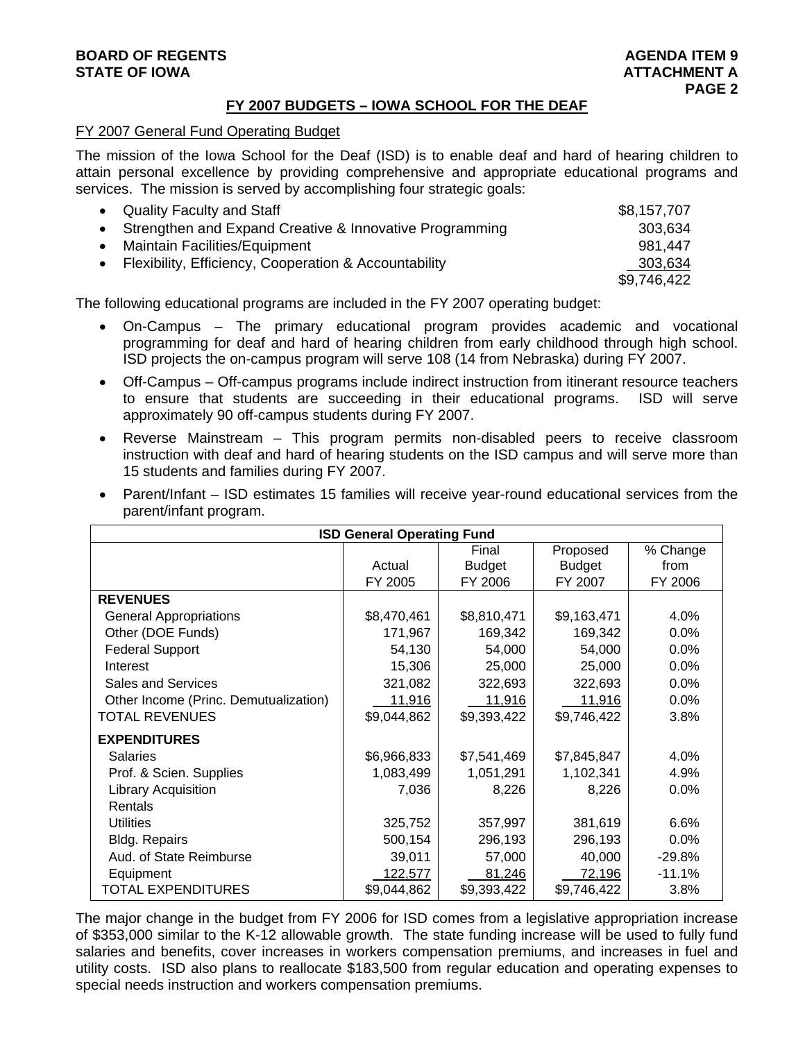## FY 2007 BUDGETS – IOWA SCHOOL FOR THE DEAF

FY 2007 General Fund Operating Budget

The mission of the Iowa School for the Deaf (ISD) is to enable deaf and hard of hearing children to attain personal excellence by providing comprehensive and appropriate educational programs and services. The mission is served by accomplishing four strategic goals:

| | |
|---|---:|
| • Quality Faculty and Staff | $8,157,707 |
| • Strengthen and Expand Creative & Innovative Programming | 303,634 |
| • Maintain Facilities/Equipment | 981,447 |
| • Flexibility, Efficiency, Cooperation & Accountability | 303,634 |
| | $9,746,422 |

The following educational programs are included in the FY 2007 operating budget:

- On-Campus – The primary educational program provides academic and vocational programming for deaf and hard of hearing children from early childhood through high school. ISD projects the on-campus program will serve 108 (14 from Nebraska) during FY 2007.
- Off-Campus – Off-campus programs include indirect instruction from itinerant resource teachers to ensure that students are succeeding in their educational programs. ISD will serve approximately 90 off-campus students during FY 2007.
- Reverse Mainstream – This program permits non-disabled peers to receive classroom instruction with deaf and hard of hearing students on the ISD campus and will serve more than 15 students and families during FY 2007.
- Parent/Infant – ISD estimates 15 families will receive year-round educational services from the parent/infant program.

| ISD General Operating Fund | | | | |
|---|---:|---:|---:|---:|
| | Actual FY 2005 | Final Budget FY 2006 | Proposed Budget FY 2007 | % Change from FY 2006 |
| **REVENUES** | | | | |
| General Appropriations | $8,470,461 | $8,810,471 | $9,163,471 | 4.0% |
| Other (DOE Funds) | 171,967 | 169,342 | 169,342 | 0.0% |
| Federal Support | 54,130 | 54,000 | 54,000 | 0.0% |
| Interest | 15,306 | 25,000 | 25,000 | 0.0% |
| Sales and Services | 321,082 | 322,693 | 322,693 | 0.0% |
| Other Income (Princ. Demutualization) | 11,916 | 11,916 | 11,916 | 0.0% |
| TOTAL REVENUES | $9,044,862 | $9,393,422 | $9,746,422 | 3.8% |
| **EXPENDITURES** | | | | |
| Salaries | $6,966,833 | $7,541,469 | $7,845,847 | 4.0% |
| Prof. & Scien. Supplies | 1,083,499 | 1,051,291 | 1,102,341 | 4.9% |
| Library Acquisition | 7,036 | 8,226 | 8,226 | 0.0% |
| Rentals | | | | |
| Utilities | 325,752 | 357,997 | 381,619 | 6.6% |
| Bldg. Repairs | 500,154 | 296,193 | 296,193 | 0.0% |
| Aud. of State Reimburse | 39,011 | 57,000 | 40,000 | -29.8% |
| Equipment | 122,577 | 81,246 | 72,196 | -11.1% |
| TOTAL EXPENDITURES | $9,044,862 | $9,393,422 | $9,746,422 | 3.8% |

The major change in the budget from FY 2006 for ISD comes from a legislative appropriation increase of $353,000 similar to the K-12 allowable growth. The state funding increase will be used to fully fund salaries and benefits, cover increases in workers compensation premiums, and increases in fuel and utility costs. ISD also plans to reallocate $183,500 from regular education and operating expenses to special needs instruction and workers compensation premiums.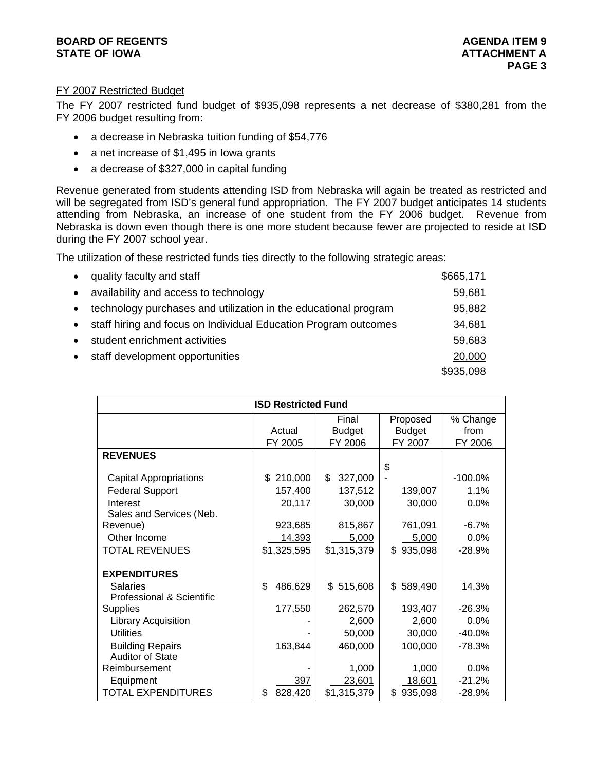FY 2007 Restricted Budget

The FY 2007 restricted fund budget of $935,098 represents a net decrease of $380,281 from the FY 2006 budget resulting from:

- a decrease in Nebraska tuition funding of $54,776
- a net increase of $1,495 in Iowa grants
- a decrease of $327,000 in capital funding

Revenue generated from students attending ISD from Nebraska will again be treated as restricted and will be segregated from ISD's general fund appropriation. The FY 2007 budget anticipates 14 students attending from Nebraska, an increase of one student from the FY 2006 budget. Revenue from Nebraska is down even though there is one more student because fewer are projected to reside at ISD during the FY 2007 school year.

The utilization of these restricted funds ties directly to the following strategic areas:

| | |
|---|---|
| • quality faculty and staff | $665,171 |
| • availability and access to technology | 59,681 |
| • technology purchases and utilization in the educational program | 95,882 |
| • staff hiring and focus on Individual Education Program outcomes | 34,681 |
| • student enrichment activities | 59,683 |
| • staff development opportunities | 20,000 |
| | $935,098 |

| ISD Restricted Fund | | | | |
|---|---|---|---|---|
| | Actual FY 2005 | Final Budget FY 2006 | Proposed Budget FY 2007 | % Change from FY 2006 |
| **REVENUES** | | | | |
| Capital Appropriations | $ 210,000 | $ 327,000 | $ - | -100.0% |
| Federal Support | 157,400 | 137,512 | 139,007 | 1.1% |
| Interest | 20,117 | 30,000 | 30,000 | 0.0% |
| Sales and Services (Neb. Revenue) | 923,685 | 815,867 | 761,091 | -6.7% |
| Other Income | 14,393 | 5,000 | 5,000 | 0.0% |
| TOTAL REVENUES | $1,325,595 | $1,315,379 | $ 935,098 | -28.9% |
| **EXPENDITURES** | | | | |
| Salaries | $ 486,629 | $ 515,608 | $ 589,490 | 14.3% |
| Professional & Scientific Supplies | 177,550 | 262,570 | 193,407 | -26.3% |
| Library Acquisition | - | 2,600 | 2,600 | 0.0% |
| Utilities | - | 50,000 | 30,000 | -40.0% |
| Building Repairs | 163,844 | 460,000 | 100,000 | -78.3% |
| Auditor of State Reimbursement | - | 1,000 | 1,000 | 0.0% |
| Equipment | 397 | 23,601 | 18,601 | -21.2% |
| TOTAL EXPENDITURES | $ 828,420 | $1,315,379 | $ 935,098 | -28.9% |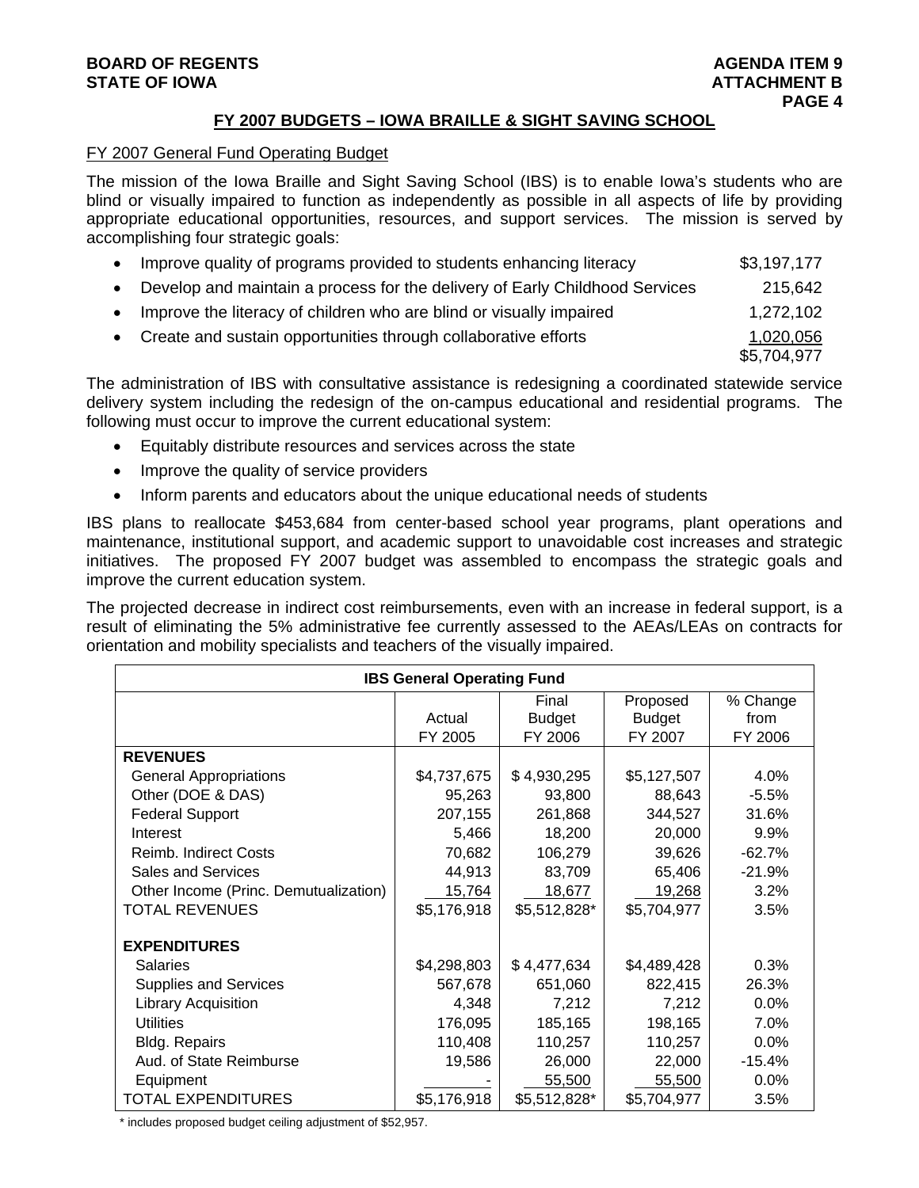**BOARD OF REGENTS**
**STATE OF IOWA**

**AGENDA ITEM 9**
**ATTACHMENT B**
**PAGE 4**

## FY 2007 BUDGETS – IOWA BRAILLE & SIGHT SAVING SCHOOL

### FY 2007 General Fund Operating Budget

The mission of the Iowa Braille and Sight Saving School (IBS) is to enable Iowa's students who are blind or visually impaired to function as independently as possible in all aspects of life by providing appropriate educational opportunities, resources, and support services. The mission is served by accomplishing four strategic goals:

| | |
|---|---:|
| • Improve quality of programs provided to students enhancing literacy | $3,197,177 |
| • Develop and maintain a process for the delivery of Early Childhood Services | 215,642 |
| • Improve the literacy of children who are blind or visually impaired | 1,272,102 |
| • Create and sustain opportunities through collaborative efforts | 1,020,056 |
| | $5,704,977 |

The administration of IBS with consultative assistance is redesigning a coordinated statewide service delivery system including the redesign of the on-campus educational and residential programs. The following must occur to improve the current educational system:

- Equitably distribute resources and services across the state
- Improve the quality of service providers
- Inform parents and educators about the unique educational needs of students

IBS plans to reallocate $453,684 from center-based school year programs, plant operations and maintenance, institutional support, and academic support to unavoidable cost increases and strategic initiatives. The proposed FY 2007 budget was assembled to encompass the strategic goals and improve the current education system.

The projected decrease in indirect cost reimbursements, even with an increase in federal support, is a result of eliminating the 5% administrative fee currently assessed to the AEAs/LEAs on contracts for orientation and mobility specialists and teachers of the visually impaired.

| IBS General Operating Fund | | | | |
|---|---:|---:|---:|---:|
| | Actual FY 2005 | Final Budget FY 2006 | Proposed Budget FY 2007 | % Change from FY 2006 |
| **REVENUES** | | | | |
| General Appropriations | $4,737,675 | $ 4,930,295 | $5,127,507 | 4.0% |
| Other (DOE & DAS) | 95,263 | 93,800 | 88,643 | -5.5% |
| Federal Support | 207,155 | 261,868 | 344,527 | 31.6% |
| Interest | 5,466 | 18,200 | 20,000 | 9.9% |
| Reimb. Indirect Costs | 70,682 | 106,279 | 39,626 | -62.7% |
| Sales and Services | 44,913 | 83,709 | 65,406 | -21.9% |
| Other Income (Princ. Demutualization) | 15,764 | 18,677 | 19,268 | 3.2% |
| TOTAL REVENUES | $5,176,918 | $5,512,828* | $5,704,977 | 3.5% |
| | | | | |
| **EXPENDITURES** | | | | |
| Salaries | $4,298,803 | $ 4,477,634 | $4,489,428 | 0.3% |
| Supplies and Services | 567,678 | 651,060 | 822,415 | 26.3% |
| Library Acquisition | 4,348 | 7,212 | 7,212 | 0.0% |
| Utilities | 176,095 | 185,165 | 198,165 | 7.0% |
| Bldg. Repairs | 110,408 | 110,257 | 110,257 | 0.0% |
| Aud. of State Reimburse | 19,586 | 26,000 | 22,000 | -15.4% |
| Equipment | - | 55,500 | 55,500 | 0.0% |
| TOTAL EXPENDITURES | $5,176,918 | $5,512,828* | $5,704,977 | 3.5% |

* includes proposed budget ceiling adjustment of $52,957.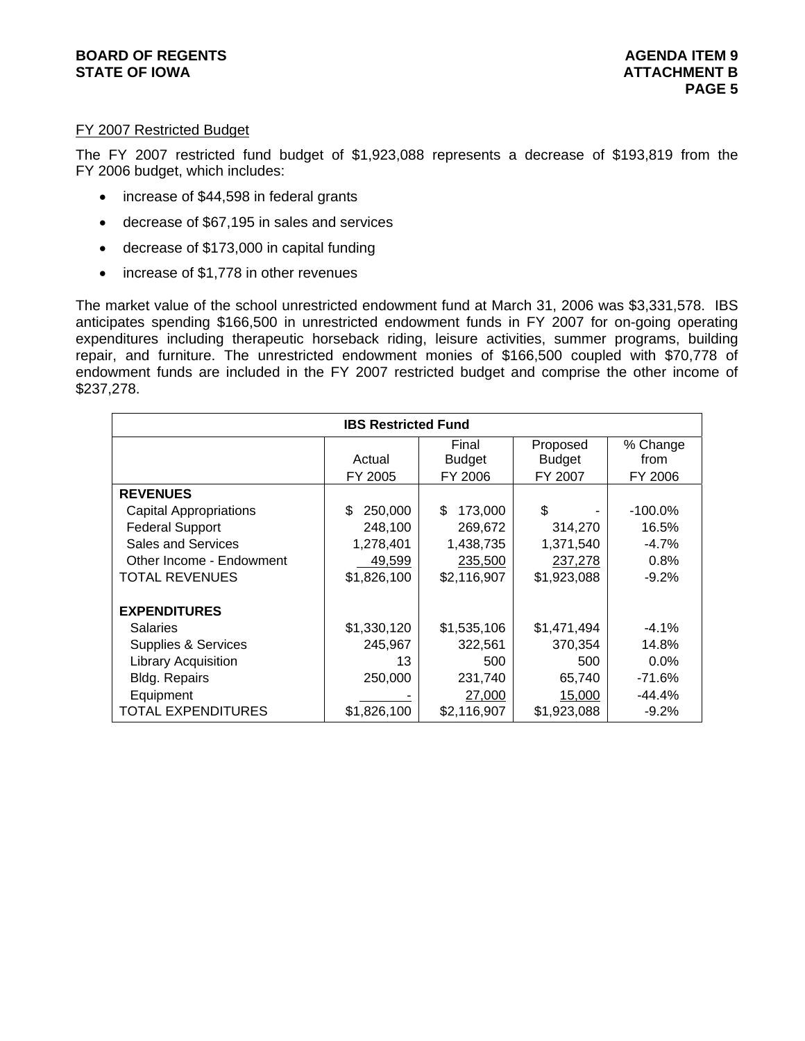FY 2007 Restricted Budget

The FY 2007 restricted fund budget of $1,923,088 represents a decrease of $193,819 from the FY 2006 budget, which includes:

- increase of $44,598 in federal grants
- decrease of $67,195 in sales and services
- decrease of $173,000 in capital funding
- increase of $1,778 in other revenues

The market value of the school unrestricted endowment fund at March 31, 2006 was $3,331,578. IBS anticipates spending $166,500 in unrestricted endowment funds in FY 2007 for on-going operating expenditures including therapeutic horseback riding, leisure activities, summer programs, building repair, and furniture. The unrestricted endowment monies of $166,500 coupled with $70,778 of endowment funds are included in the FY 2007 restricted budget and comprise the other income of $237,278.

| IBS Restricted Fund | | | | |
|---|---|---|---|---|
| | Actual FY 2005 | Final Budget FY 2006 | Proposed Budget FY 2007 | % Change from FY 2006 |
| **REVENUES** | | | | |
| Capital Appropriations | $ 250,000 | $ 173,000 | $ - | -100.0% |
| Federal Support | 248,100 | 269,672 | 314,270 | 16.5% |
| Sales and Services | 1,278,401 | 1,438,735 | 1,371,540 | -4.7% |
| Other Income - Endowment | 49,599 | 235,500 | 237,278 | 0.8% |
| TOTAL REVENUES | $1,826,100 | $2,116,907 | $1,923,088 | -9.2% |
| **EXPENDITURES** | | | | |
| Salaries | $1,330,120 | $1,535,106 | $1,471,494 | -4.1% |
| Supplies & Services | 245,967 | 322,561 | 370,354 | 14.8% |
| Library Acquisition | 13 | 500 | 500 | 0.0% |
| Bldg. Repairs | 250,000 | 231,740 | 65,740 | -71.6% |
| Equipment | - | 27,000 | 15,000 | -44.4% |
| TOTAL EXPENDITURES | $1,826,100 | $2,116,907 | $1,923,088 | -9.2% |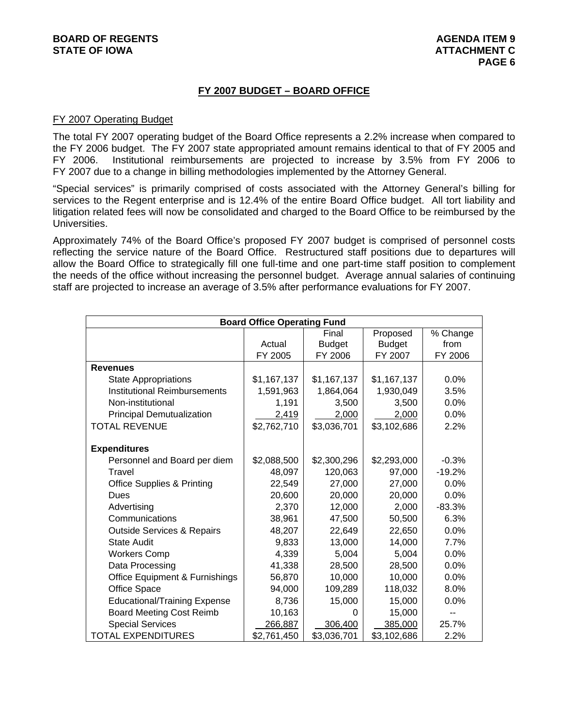**BOARD OF REGENTS**
**STATE OF IOWA**

**AGENDA ITEM 9**
**ATTACHMENT C**
**PAGE 6**

## FY 2007 BUDGET – BOARD OFFICE

### FY 2007 Operating Budget

The total FY 2007 operating budget of the Board Office represents a 2.2% increase when compared to the FY 2006 budget. The FY 2007 state appropriated amount remains identical to that of FY 2005 and FY 2006. Institutional reimbursements are projected to increase by 3.5% from FY 2006 to FY 2007 due to a change in billing methodologies implemented by the Attorney General.

"Special services" is primarily comprised of costs associated with the Attorney General's billing for services to the Regent enterprise and is 12.4% of the entire Board Office budget. All tort liability and litigation related fees will now be consolidated and charged to the Board Office to be reimbursed by the Universities.

Approximately 74% of the Board Office's proposed FY 2007 budget is comprised of personnel costs reflecting the service nature of the Board Office. Restructured staff positions due to departures will allow the Board Office to strategically fill one full-time and one part-time staff position to complement the needs of the office without increasing the personnel budget. Average annual salaries of continuing staff are projected to increase an average of 3.5% after performance evaluations for FY 2007.

| Board Office Operating Fund | Actual FY 2005 | Final Budget FY 2006 | Proposed Budget FY 2007 | % Change from FY 2006 |
|---|---|---|---|---|
| **Revenues** | | | | |
| State Appropriations | $1,167,137 | $1,167,137 | $1,167,137 | 0.0% |
| Institutional Reimbursements | 1,591,963 | 1,864,064 | 1,930,049 | 3.5% |
| Non-institutional | 1,191 | 3,500 | 3,500 | 0.0% |
| Principal Demutualization | 2,419 | 2,000 | 2,000 | 0.0% |
| TOTAL REVENUE | $2,762,710 | $3,036,701 | $3,102,686 | 2.2% |
| | | | | |
| **Expenditures** | | | | |
| Personnel and Board per diem | $2,088,500 | $2,300,296 | $2,293,000 | -0.3% |
| Travel | 48,097 | 120,063 | 97,000 | -19.2% |
| Office Supplies & Printing | 22,549 | 27,000 | 27,000 | 0.0% |
| Dues | 20,600 | 20,000 | 20,000 | 0.0% |
| Advertising | 2,370 | 12,000 | 2,000 | -83.3% |
| Communications | 38,961 | 47,500 | 50,500 | 6.3% |
| Outside Services & Repairs | 48,207 | 22,649 | 22,650 | 0.0% |
| State Audit | 9,833 | 13,000 | 14,000 | 7.7% |
| Workers Comp | 4,339 | 5,004 | 5,004 | 0.0% |
| Data Processing | 41,338 | 28,500 | 28,500 | 0.0% |
| Office Equipment & Furnishings | 56,870 | 10,000 | 10,000 | 0.0% |
| Office Space | 94,000 | 109,289 | 118,032 | 8.0% |
| Educational/Training Expense | 8,736 | 15,000 | 15,000 | 0.0% |
| Board Meeting Cost Reimb | 10,163 | 0 | 15,000 | -- |
| Special Services | 266,887 | 306,400 | 385,000 | 25.7% |
| TOTAL EXPENDITURES | $2,761,450 | $3,036,701 | $3,102,686 | 2.2% |